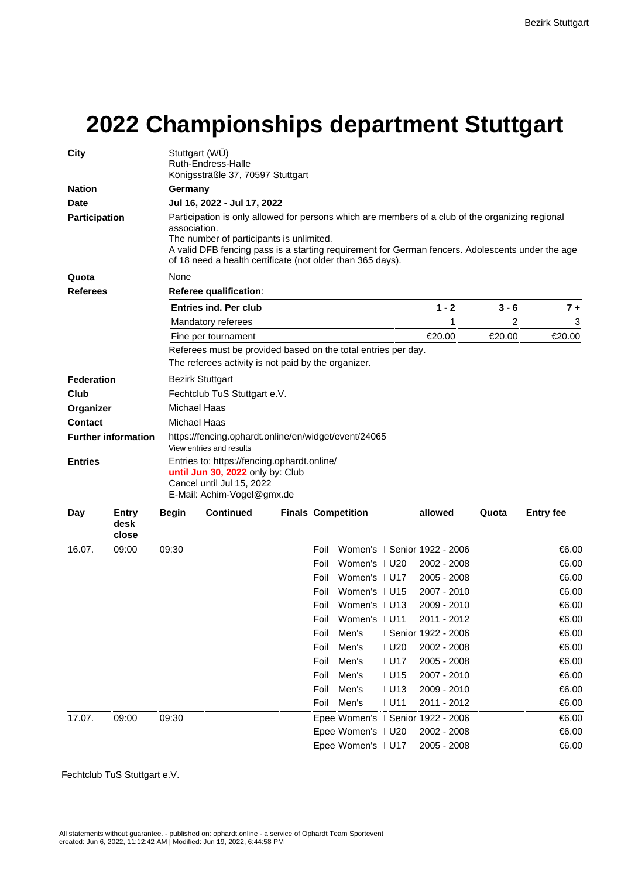# 2022 Championships department Stuttgart

| | |
|---|---|
| **City** | Stuttgart (WÜ)<br>Ruth-Endress-Halle<br>Königssträßle 37, 70597 Stuttgart |
| **Nation** | **Germany** |
| **Date** | **Jul 16, 2022 - Jul 17, 2022** |
| **Participation** | Participation is only allowed for persons which are members of a club of the organizing regional association.<br>The number of participants is unlimited.<br>A valid DFB fencing pass is a starting requirement for German fencers. Adolescents under the age of 18 need a health certificate (not older than 365 days). |
| **Quota** | None |
| **Referees** | **Referee qualification**: |

| **Entries ind. Per club** | **1 - 2** | **3 - 6** | **7 +** |
|---|---|---|---|
| Mandatory referees | 1 | 2 | 3 |
| Fine per tournament | €20.00 | €20.00 | €20.00 |

Referees must be provided based on the total entries per day.
The referees activity is not paid by the organizer.

| | |
|---|---|
| **Federation** | Bezirk Stuttgart |
| **Club** | Fechtclub TuS Stuttgart e.V. |
| **Organizer** | Michael Haas |
| **Contact** | Michael Haas |
| **Further information** | https://fencing.ophardt.online/en/widget/event/24065<br>View entries and results |
| **Entries** | Entries to: https://fencing.ophardt.online/<br>**until Jun 30, 2022** only by: Club<br>Cancel until Jul 15, 2022<br>E-Mail: Achim-Vogel@gmx.de |

| Day | Entry desk close | Begin | Continued | Finals | Competition | | | allowed | Quota | Entry fee |
|---|---|---|---|---|---|---|---|---|---|---|
| 16.07. | 09:00 | 09:30 | | | Foil | Women's | I Senior | 1922 - 2006 | | €6.00 |
| | | | | | Foil | Women's | I U20 | 2002 - 2008 | | €6.00 |
| | | | | | Foil | Women's | I U17 | 2005 - 2008 | | €6.00 |
| | | | | | Foil | Women's | I U15 | 2007 - 2010 | | €6.00 |
| | | | | | Foil | Women's | I U13 | 2009 - 2010 | | €6.00 |
| | | | | | Foil | Women's | I U11 | 2011 - 2012 | | €6.00 |
| | | | | | Foil | Men's | I Senior | 1922 - 2006 | | €6.00 |
| | | | | | Foil | Men's | I U20 | 2002 - 2008 | | €6.00 |
| | | | | | Foil | Men's | I U17 | 2005 - 2008 | | €6.00 |
| | | | | | Foil | Men's | I U15 | 2007 - 2010 | | €6.00 |
| | | | | | Foil | Men's | I U13 | 2009 - 2010 | | €6.00 |
| | | | | | Foil | Men's | I U11 | 2011 - 2012 | | €6.00 |
| 17.07. | 09:00 | 09:30 | | | Epee | Women's | I Senior | 1922 - 2006 | | €6.00 |
| | | | | | Epee | Women's | I U20 | 2002 - 2008 | | €6.00 |
| | | | | | Epee | Women's | I U17 | 2005 - 2008 | | €6.00 |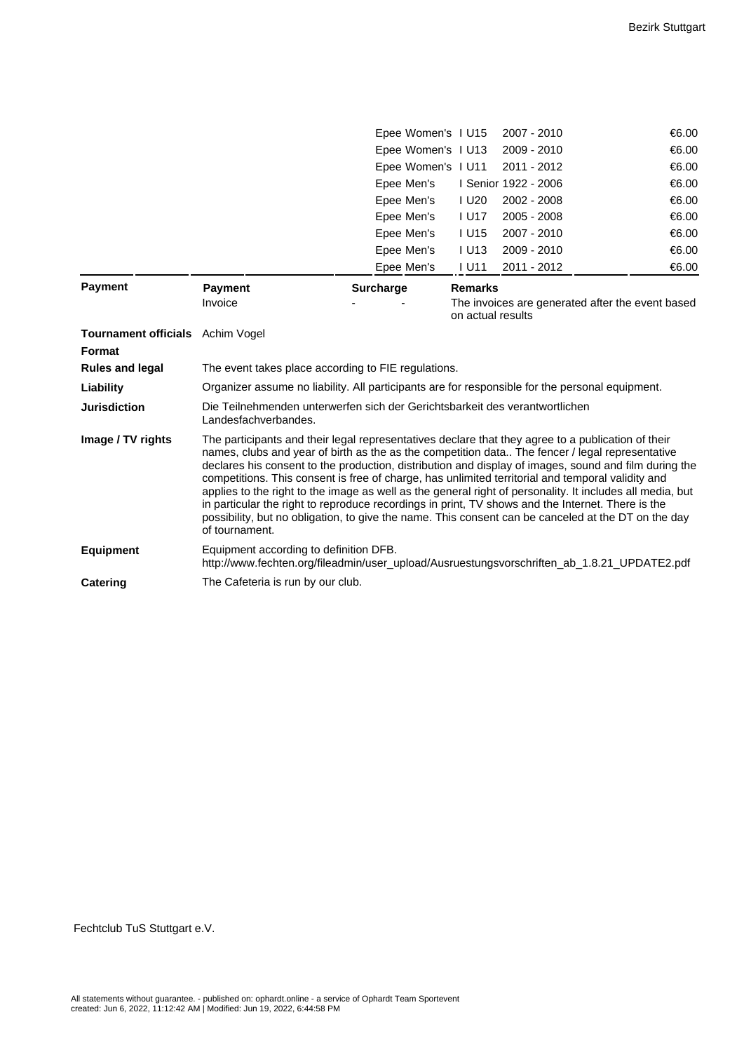| | | | |
|---|---|---|---|
| Epee Women's | I U15 | 2007 - 2010 | €6.00 |
| Epee Women's | I U13 | 2009 - 2010 | €6.00 |
| Epee Women's | I U11 | 2011 - 2012 | €6.00 |
| Epee Men's | I Senior | 1922 - 2006 | €6.00 |
| Epee Men's | I U20 | 2002 - 2008 | €6.00 |
| Epee Men's | I U17 | 2005 - 2008 | €6.00 |
| Epee Men's | I U15 | 2007 - 2010 | €6.00 |
| Epee Men's | I U13 | 2009 - 2010 | €6.00 |
| Epee Men's | I U11 | 2011 - 2012 | €6.00 |

**Payment**

| Payment | Surcharge | | Remarks |
|---|---|---|---|
| Invoice | - | - | The invoices are generated after the event based on actual results |

**Tournament officials** Achim Vogel

**Format**

**Rules and legal** The event takes place according to FIE regulations.

**Liability** Organizer assume no liability. All participants are for responsible for the personal equipment.

**Jurisdiction** Die Teilnehmenden unterwerfen sich der Gerichtsbarkeit des verantwortlichen Landesfachverbandes.

**Image / TV rights** The participants and their legal representatives declare that they agree to a publication of their names, clubs and year of birth as the as the competition data.. The fencer / legal representative declares his consent to the production, distribution and display of images, sound and film during the competitions. This consent is free of charge, has unlimited territorial and temporal validity and applies to the right to the image as well as the general right of personality. It includes all media, but in particular the right to reproduce recordings in print, TV shows and the Internet. There is the possibility, but no obligation, to give the name. This consent can be canceled at the DT on the day of tournament.

**Equipment** Equipment according to definition DFB.
http://www.fechten.org/fileadmin/user_upload/Ausruestungsvorschriften_ab_1.8.21_UPDATE2.pdf

**Catering** The Cafeteria is run by our club.

Fechtclub TuS Stuttgart e.V.